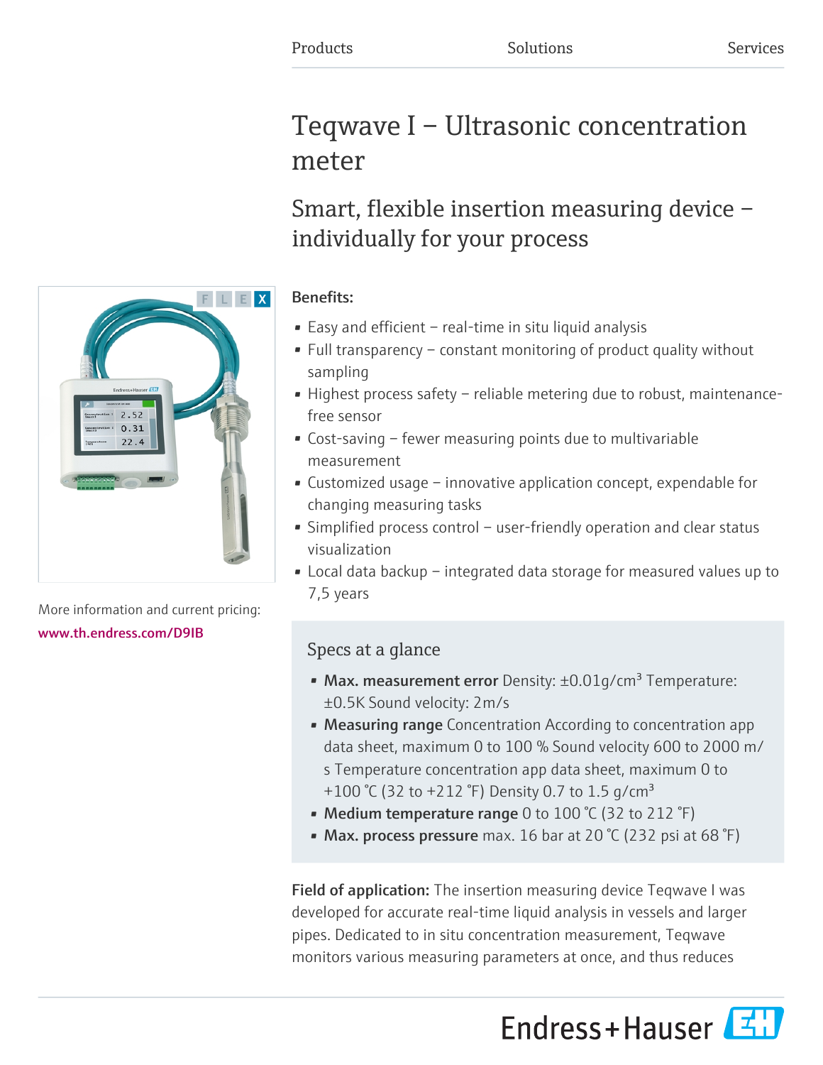Products Solutions Services

# Teqwave I – Ultrasonic concentration meter

## Smart, flexible insertion measuring device – individually for your process

More information and current pricing:
www.th.endress.com/D9IB

**Benefits:**

- Easy and efficient – real-time in situ liquid analysis
- Full transparency – constant monitoring of product quality without sampling
- Highest process safety – reliable metering due to robust, maintenance-free sensor
- Cost-saving – fewer measuring points due to multivariable measurement
- Customized usage – innovative application concept, expendable for changing measuring tasks
- Simplified process control – user-friendly operation and clear status visualization
- Local data backup – integrated data storage for measured values up to 7,5 years

### Specs at a glance

- **Max. measurement error** Density: ±0.01g/cm³ Temperature: ±0.5K Sound velocity: 2m/s
- **Measuring range** Concentration According to concentration app data sheet, maximum 0 to 100 % Sound velocity 600 to 2000 m/s Temperature concentration app data sheet, maximum 0 to +100 °C (32 to +212 °F) Density 0.7 to 1.5 g/cm³
- **Medium temperature range** 0 to 100 °C (32 to 212 °F)
- **Max. process pressure** max. 16 bar at 20 °C (232 psi at 68 °F)

**Field of application:** The insertion measuring device Teqwave I was developed for accurate real-time liquid analysis in vessels and larger pipes. Dedicated to in situ concentration measurement, Teqwave monitors various measuring parameters at once, and thus reduces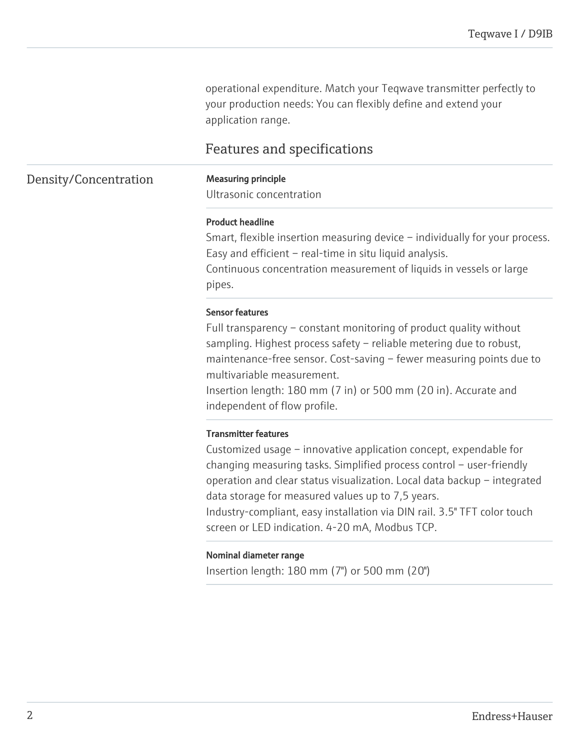operational expenditure. Match your Teqwave transmitter perfectly to your production needs: You can flexibly define and extend your application range.

## Features and specifications

### Density/Concentration

**Measuring principle**

Ultrasonic concentration

**Product headline**

Smart, flexible insertion measuring device – individually for your process. Easy and efficient – real-time in situ liquid analysis.
Continuous concentration measurement of liquids in vessels or large pipes.

**Sensor features**

Full transparency – constant monitoring of product quality without sampling. Highest process safety – reliable metering due to robust, maintenance-free sensor. Cost-saving – fewer measuring points due to multivariable measurement.
Insertion length: 180 mm (7 in) or 500 mm (20 in). Accurate and independent of flow profile.

**Transmitter features**

Customized usage – innovative application concept, expendable for changing measuring tasks. Simplified process control – user-friendly operation and clear status visualization. Local data backup – integrated data storage for measured values up to 7,5 years.
Industry-compliant, easy installation via DIN rail. 3.5" TFT color touch screen or LED indication. 4-20 mA, Modbus TCP.

**Nominal diameter range**

Insertion length: 180 mm (7") or 500 mm (20")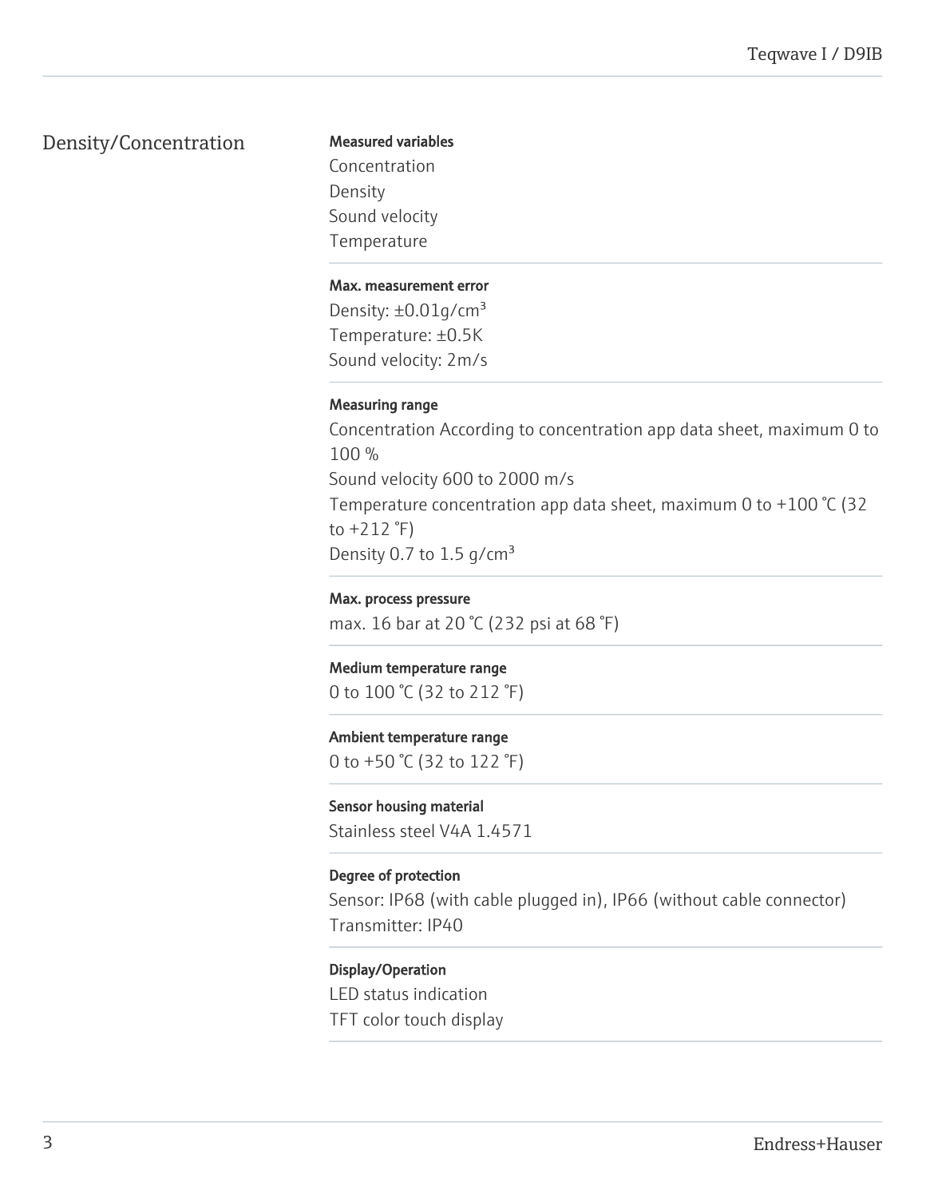## Density/Concentration

**Measured variables**

Concentration
Density
Sound velocity
Temperature

**Max. measurement error**

Density: ±0.01g/cm³
Temperature: ±0.5K
Sound velocity: 2m/s

**Measuring range**

Concentration According to concentration app data sheet, maximum 0 to 100 %
Sound velocity 600 to 2000 m/s
Temperature concentration app data sheet, maximum 0 to +100 °C (32 to +212 °F)
Density 0.7 to 1.5 g/cm³

**Max. process pressure**

max. 16 bar at 20 °C (232 psi at 68 °F)

**Medium temperature range**

0 to 100 °C (32 to 212 °F)

**Ambient temperature range**

0 to +50 °C (32 to 122 °F)

**Sensor housing material**

Stainless steel V4A 1.4571

**Degree of protection**

Sensor: IP68 (with cable plugged in), IP66 (without cable connector)
Transmitter: IP40

**Display/Operation**

LED status indication
TFT color touch display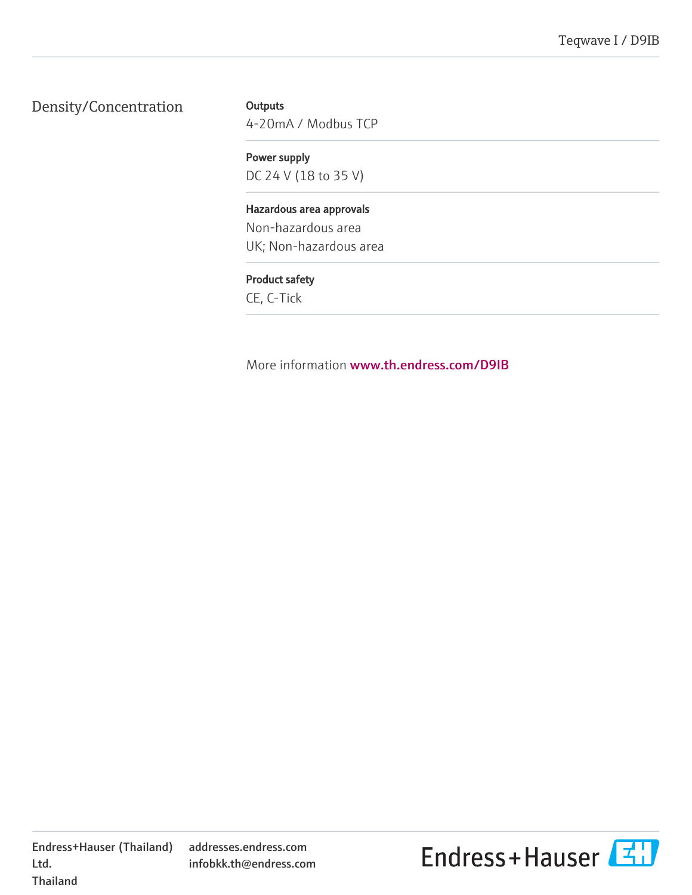## Density/Concentration

**Outputs**

4-20mA / Modbus TCP

**Power supply**

DC 24 V (18 to 35 V)

**Hazardous area approvals**

Non-hazardous area
UK; Non-hazardous area

**Product safety**

CE, C-Tick

More information **www.th.endress.com/D9IB**

Endress+Hauser (Thailand) Ltd.
Thailand

addresses.endress.com
infobkk.th@endress.com

Endress+Hauser